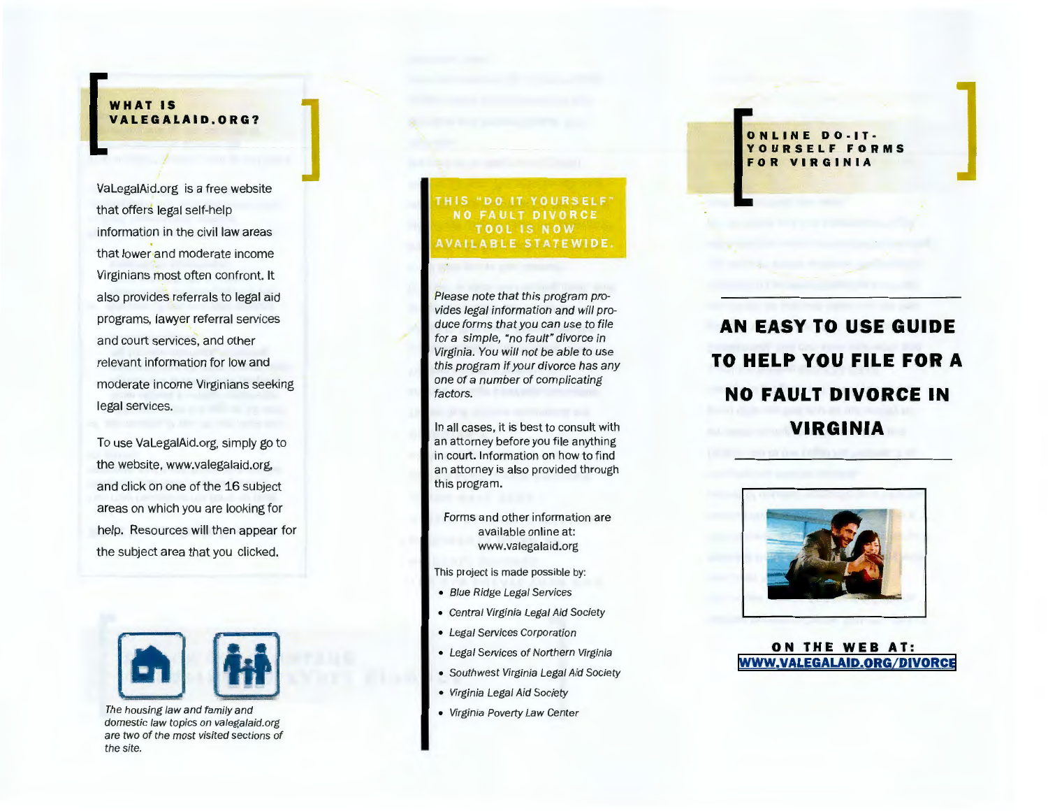## WHAT IS VALEGALAID.ORG?

ValegalAid.org is a free website that offers legal self-help information in the civil law areas that lower and moderate income Virginians most often confront. It also provides referrals to legal aid programs, lawyer referral services and court services, and other relevant information for low and moderate income Virginians seeking legal services.

To use VaLegalAid.org, simply go to the website, www.valegalaid.org, and click on one of the 16 subject areas on which you are looking for help. Resources will then appear for the subject area that you clicked.

*The housing law and family and domestic law topics on valegalaid.org are two of the most visited sections of the site.*

## THIS "DO IT YOURSELF" NO FAULT DIVORCE TOOL IS NOW AVAILABLE STATEWIDE.

*Please note that this program provides legal information and will produce forms that you can use to file for a simple, "no fault" divorce in Virginia. You will not be able to use this program if your divorce has any one of a number of complicating factors.*

In all cases, it is best to consult with an attorney before you file anything in court. Information on how to find an attorney is also provided through this program.

Forms and other information are available online at: www.valegalaid.org

This project is made possible by:

- *Blue Ridge Legal Services*
- *Central Virginia Legal Aid Society*
- *Legal Services Corporation*
- *Legal Services of Northern Virginia*
- *Southwest Virginia Legal Aid Society*
- *Virginia Legal Aid Society*
- *Virginia Poverty Law Center*

## ONLINE DO-IT-YOURSELF FORMS FOR VIRGINIA

# AN EASY TO USE GUIDE TO HELP YOU FILE FOR A NO FAULT DIVORCE IN VIRGINIA

**ON THE WEB AT:**
**WWW.VALEGALAID.ORG/DIVORCE**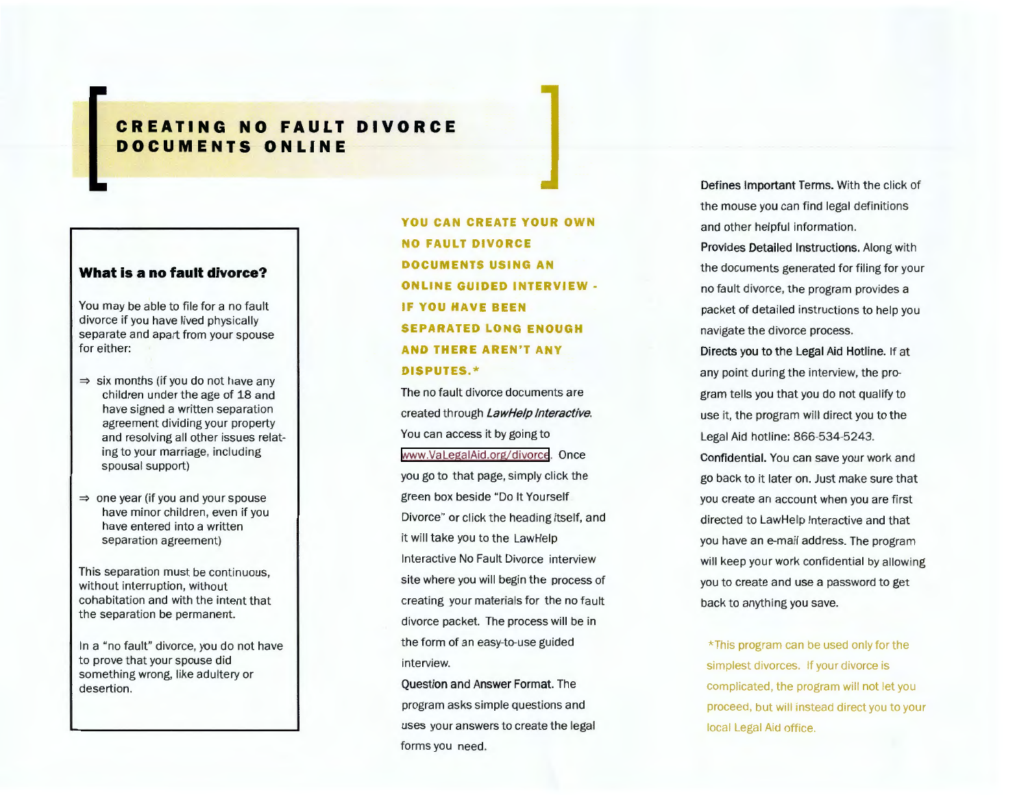# CREATING NO FAULT DIVORCE DOCUMENTS ONLINE

### What is a no fault divorce?

You may be able to file for a no fault divorce if you have lived physically separate and apart from your spouse for either:

- ⇒ six months (if you do not have any children under the age of 18 and have signed a written separation agreement dividing your property and resolving all other issues relating to your marriage, including spousal support)
- ⇒ one year (if you and your spouse have minor children, even if you have entered into a written separation agreement)

This separation must be continuous, without interruption, without cohabitation and with the intent that the separation be permanent.

In a "no fault" divorce, you do not have to prove that your spouse did something wrong, like adultery or desertion.

## YOU CAN CREATE YOUR OWN NO FAULT DIVORCE DOCUMENTS USING AN ONLINE GUIDED INTERVIEW - IF YOU HAVE BEEN SEPARATED LONG ENOUGH AND THERE AREN'T ANY DISPUTES.*

The no fault divorce documents are created through *LawHelp Interactive*. You can access it by going to www.VaLegalAid.org/divorce. Once you go to that page, simply click the green box beside "Do It Yourself Divorce" or click the heading itself, and it will take you to the LawHelp Interactive No Fault Divorce interview site where you will begin the process of creating your materials for the no fault divorce packet. The process will be in the form of an easy-to-use guided interview.

**Question and Answer Format.** The program asks simple questions and uses your answers to create the legal forms you need.

**Defines Important Terms.** With the click of the mouse you can find legal definitions and other helpful information.

**Provides Detailed Instructions.** Along with the documents generated for filing for your no fault divorce, the program provides a packet of detailed instructions to help you navigate the divorce process.

**Directs you to the Legal Aid Hotline.** If at any point during the interview, the program tells you that you do not qualify to use it, the program will direct you to the Legal Aid hotline: 866-534-5243.

**Confidential.** You can save your work and go back to it later on. Just make sure that you create an account when you are first directed to LawHelp Interactive and that you have an e-mail address. The program will keep your work confidential by allowing you to create and use a password to get back to anything you save.

*This program can be used only for the simplest divorces. If your divorce is complicated, the program will not let you proceed, but will instead direct you to your local Legal Aid office.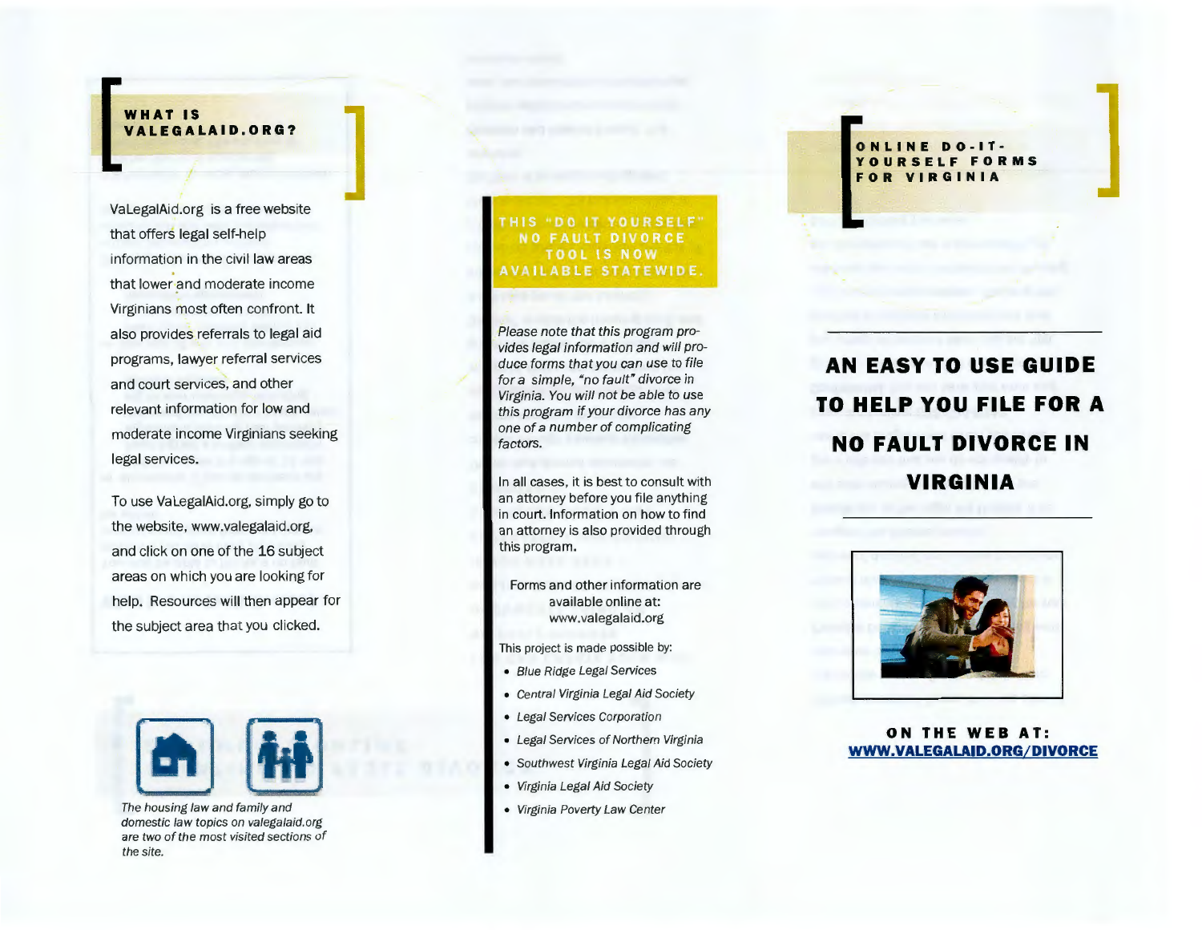## WHAT IS VALEGALAID.ORG?

ValegalAid.org is a free website that offers legal self-help information in the civil law areas that lower and moderate income Virginians most often confront. It also provides referrals to legal aid programs, lawyer referral services and court services, and other relevant information for low and moderate income Virginians seeking legal services.

To use VaLegalAid.org, simply go to the website, www.valegalaid.org, and click on one of the 16 subject areas on which you are looking for help. Resources will then appear for the subject area that you clicked.

*The housing law and family and domestic law topics on valegalaid.org are two of the most visited sections of the site.*

## THIS "DO IT YOURSELF" NO FAULT DIVORCE TOOL IS NOW AVAILABLE STATEWIDE.

*Please note that this program provides legal information and will produce forms that you can use to file for a simple, "no fault" divorce in Virginia. You will not be able to use this program if your divorce has any one of a number of complicating factors.*

In all cases, it is best to consult with an attorney before you file anything in court. Information on how to find an attorney is also provided through this program.

Forms and other information are available online at: www.valegalaid.org

This project is made possible by:

- *Blue Ridge Legal Services*
- *Central Virginia Legal Aid Society*
- *Legal Services Corporation*
- *Legal Services of Northern Virginia*
- *Southwest Virginia Legal Aid Society*
- *Virginia Legal Aid Society*
- *Virginia Poverty Law Center*

## ONLINE DO-IT-YOURSELF FORMS FOR VIRGINIA

# AN EASY TO USE GUIDE TO HELP YOU FILE FOR A NO FAULT DIVORCE IN VIRGINIA

**ON THE WEB AT:**
**WWW.VALEGALAID.ORG/DIVORCE**